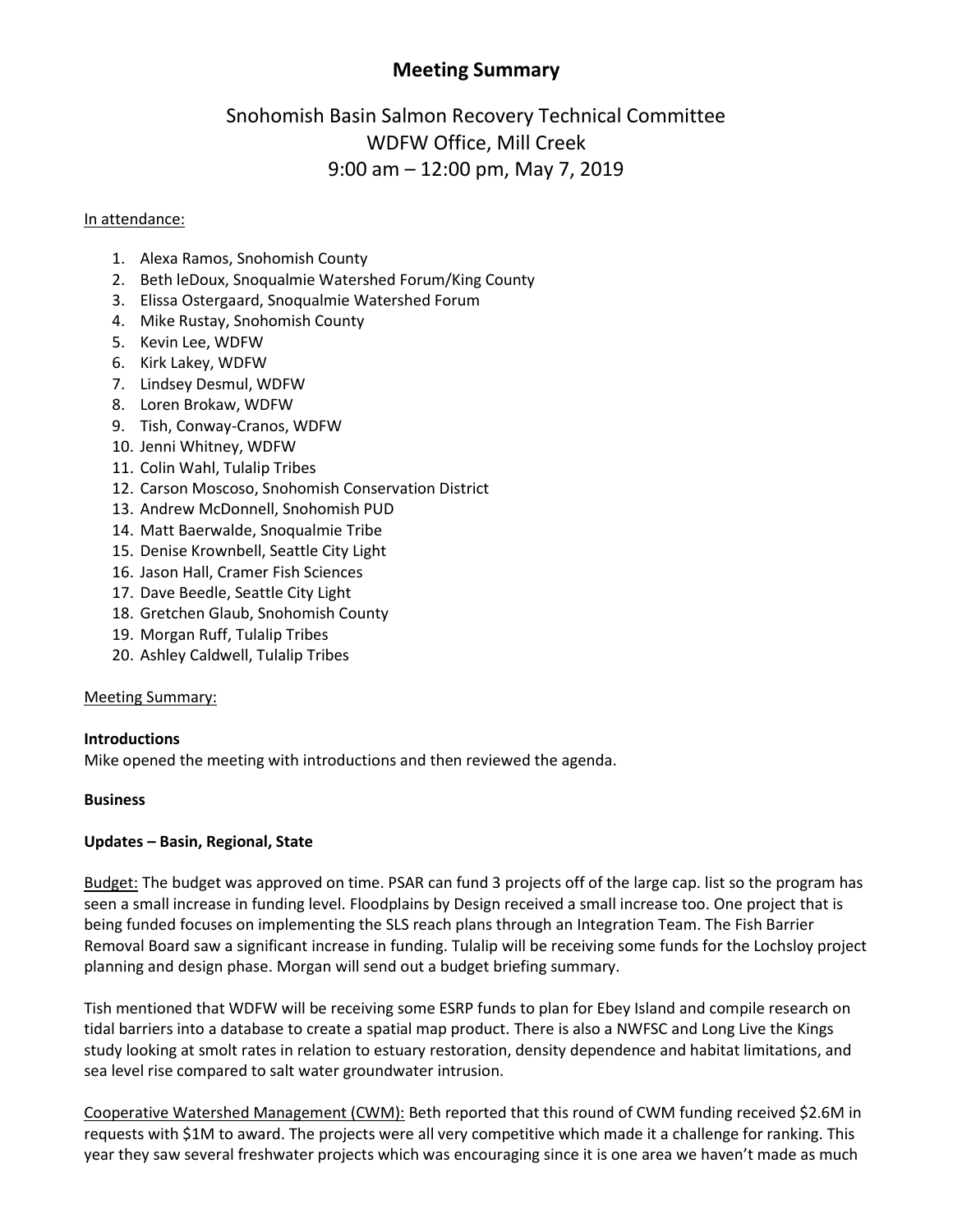# Meeting Summary

## Snohomish Basin Salmon Recovery Technical Committee
## WDFW Office, Mill Creek
## 9:00 am – 12:00 pm, May 7, 2019

In attendance:

1. Alexa Ramos, Snohomish County
2. Beth leDoux, Snoqualmie Watershed Forum/King County
3. Elissa Ostergaard, Snoqualmie Watershed Forum
4. Mike Rustay, Snohomish County
5. Kevin Lee, WDFW
6. Kirk Lakey, WDFW
7. Lindsey Desmul, WDFW
8. Loren Brokaw, WDFW
9. Tish, Conway-Cranos, WDFW
10. Jenni Whitney, WDFW
11. Colin Wahl, Tulalip Tribes
12. Carson Moscoso, Snohomish Conservation District
13. Andrew McDonnell, Snohomish PUD
14. Matt Baerwalde, Snoqualmie Tribe
15. Denise Krownbell, Seattle City Light
16. Jason Hall, Cramer Fish Sciences
17. Dave Beedle, Seattle City Light
18. Gretchen Glaub, Snohomish County
19. Morgan Ruff, Tulalip Tribes
20. Ashley Caldwell, Tulalip Tribes

Meeting Summary:

**Introductions**

Mike opened the meeting with introductions and then reviewed the agenda.

**Business**

**Updates – Basin, Regional, State**

Budget: The budget was approved on time. PSAR can fund 3 projects off of the large cap. list so the program has seen a small increase in funding level. Floodplains by Design received a small increase too. One project that is being funded focuses on implementing the SLS reach plans through an Integration Team. The Fish Barrier Removal Board saw a significant increase in funding. Tulalip will be receiving some funds for the Lochsloy project planning and design phase. Morgan will send out a budget briefing summary.

Tish mentioned that WDFW will be receiving some ESRP funds to plan for Ebey Island and compile research on tidal barriers into a database to create a spatial map product. There is also a NWFSC and Long Live the Kings study looking at smolt rates in relation to estuary restoration, density dependence and habitat limitations, and sea level rise compared to salt water groundwater intrusion.

Cooperative Watershed Management (CWM): Beth reported that this round of CWM funding received $2.6M in requests with $1M to award. The projects were all very competitive which made it a challenge for ranking. This year they saw several freshwater projects which was encouraging since it is one area we haven't made as much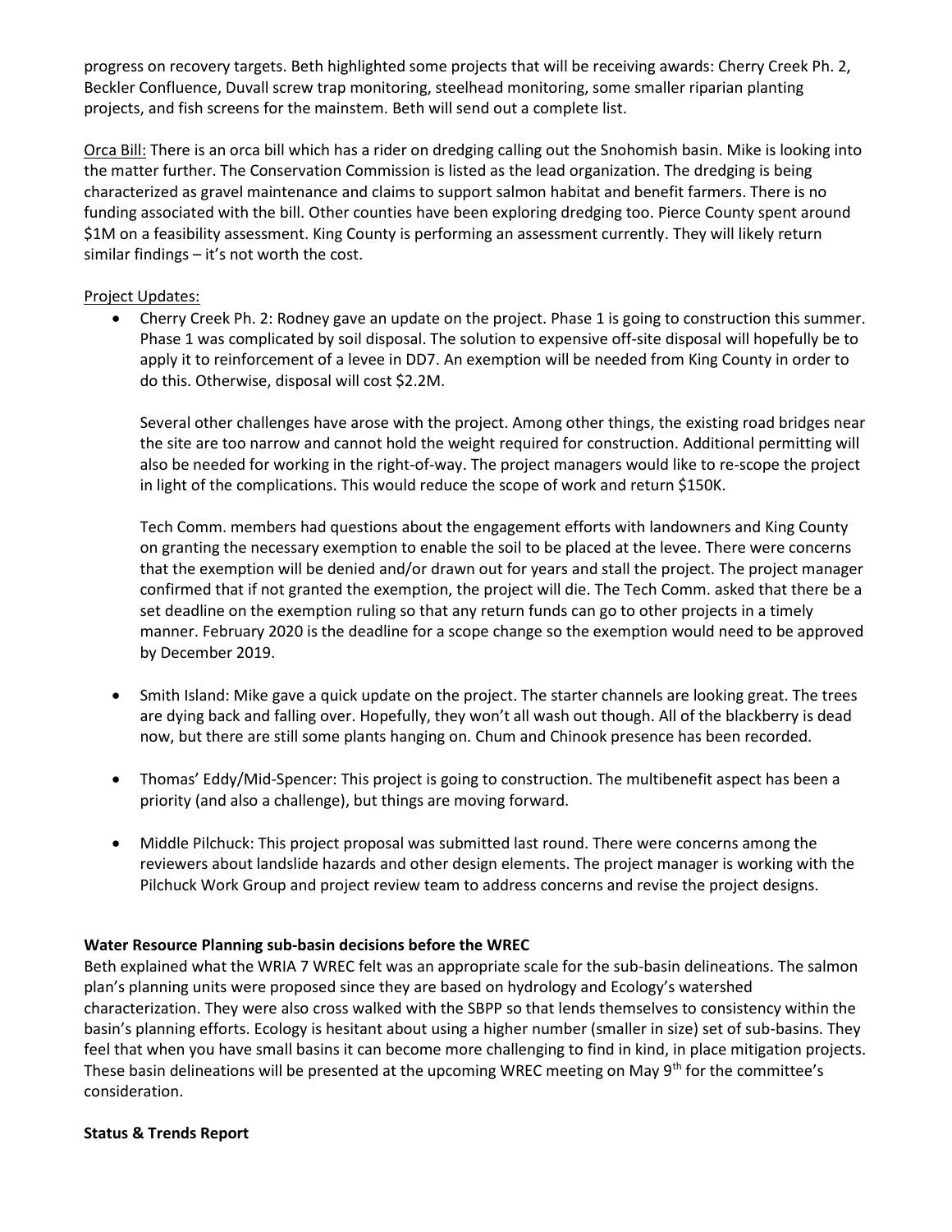progress on recovery targets. Beth highlighted some projects that will be receiving awards: Cherry Creek Ph. 2, Beckler Confluence, Duvall screw trap monitoring, steelhead monitoring, some smaller riparian planting projects, and fish screens for the mainstem. Beth will send out a complete list.

<u>Orca Bill:</u> There is an orca bill which has a rider on dredging calling out the Snohomish basin. Mike is looking into the matter further. The Conservation Commission is listed as the lead organization. The dredging is being characterized as gravel maintenance and claims to support salmon habitat and benefit farmers. There is no funding associated with the bill. Other counties have been exploring dredging too. Pierce County spent around \$1M on a feasibility assessment. King County is performing an assessment currently. They will likely return similar findings – it's not worth the cost.

<u>Project Updates:</u>

- Cherry Creek Ph. 2: Rodney gave an update on the project. Phase 1 is going to construction this summer. Phase 1 was complicated by soil disposal. The solution to expensive off-site disposal will hopefully be to apply it to reinforcement of a levee in DD7. An exemption will be needed from King County in order to do this. Otherwise, disposal will cost \$2.2M.

  Several other challenges have arose with the project. Among other things, the existing road bridges near the site are too narrow and cannot hold the weight required for construction. Additional permitting will also be needed for working in the right-of-way. The project managers would like to re-scope the project in light of the complications. This would reduce the scope of work and return \$150K.

  Tech Comm. members had questions about the engagement efforts with landowners and King County on granting the necessary exemption to enable the soil to be placed at the levee. There were concerns that the exemption will be denied and/or drawn out for years and stall the project. The project manager confirmed that if not granted the exemption, the project will die. The Tech Comm. asked that there be a set deadline on the exemption ruling so that any return funds can go to other projects in a timely manner. February 2020 is the deadline for a scope change so the exemption would need to be approved by December 2019.

- Smith Island: Mike gave a quick update on the project. The starter channels are looking great. The trees are dying back and falling over. Hopefully, they won't all wash out though. All of the blackberry is dead now, but there are still some plants hanging on. Chum and Chinook presence has been recorded.

- Thomas' Eddy/Mid-Spencer: This project is going to construction. The multibenefit aspect has been a priority (and also a challenge), but things are moving forward.

- Middle Pilchuck: This project proposal was submitted last round. There were concerns among the reviewers about landslide hazards and other design elements. The project manager is working with the Pilchuck Work Group and project review team to address concerns and revise the project designs.

**Water Resource Planning sub-basin decisions before the WREC**

Beth explained what the WRIA 7 WREC felt was an appropriate scale for the sub-basin delineations. The salmon plan's planning units were proposed since they are based on hydrology and Ecology's watershed characterization. They were also cross walked with the SBPP so that lends themselves to consistency within the basin's planning efforts. Ecology is hesitant about using a higher number (smaller in size) set of sub-basins. They feel that when you have small basins it can become more challenging to find in kind, in place mitigation projects. These basin delineations will be presented at the upcoming WREC meeting on May 9th for the committee's consideration.

**Status & Trends Report**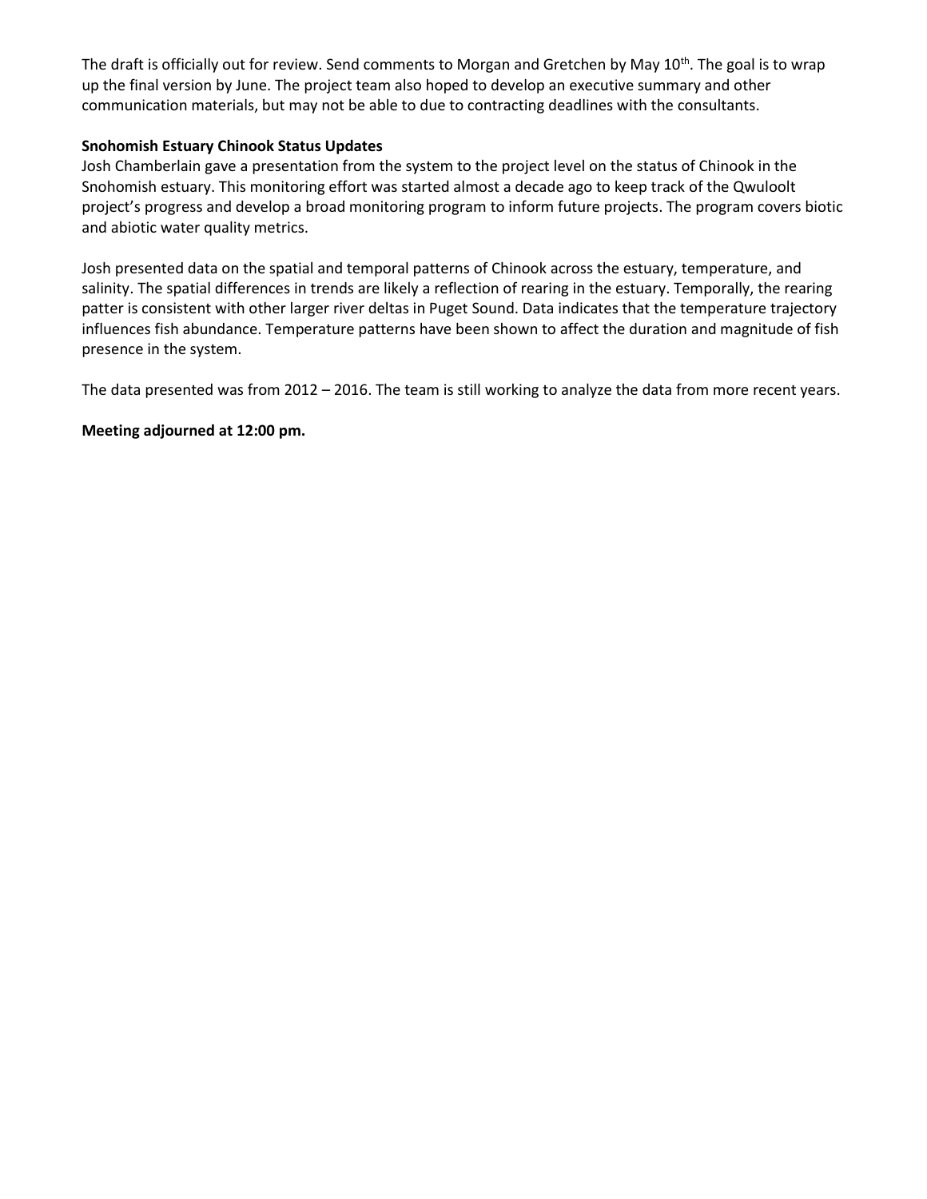The draft is officially out for review. Send comments to Morgan and Gretchen by May 10th. The goal is to wrap up the final version by June. The project team also hoped to develop an executive summary and other communication materials, but may not be able to due to contracting deadlines with the consultants.

**Snohomish Estuary Chinook Status Updates**

Josh Chamberlain gave a presentation from the system to the project level on the status of Chinook in the Snohomish estuary. This monitoring effort was started almost a decade ago to keep track of the Qwuloolt project's progress and develop a broad monitoring program to inform future projects. The program covers biotic and abiotic water quality metrics.

Josh presented data on the spatial and temporal patterns of Chinook across the estuary, temperature, and salinity. The spatial differences in trends are likely a reflection of rearing in the estuary. Temporally, the rearing patter is consistent with other larger river deltas in Puget Sound. Data indicates that the temperature trajectory influences fish abundance. Temperature patterns have been shown to affect the duration and magnitude of fish presence in the system.

The data presented was from 2012 – 2016. The team is still working to analyze the data from more recent years.

**Meeting adjourned at 12:00 pm.**